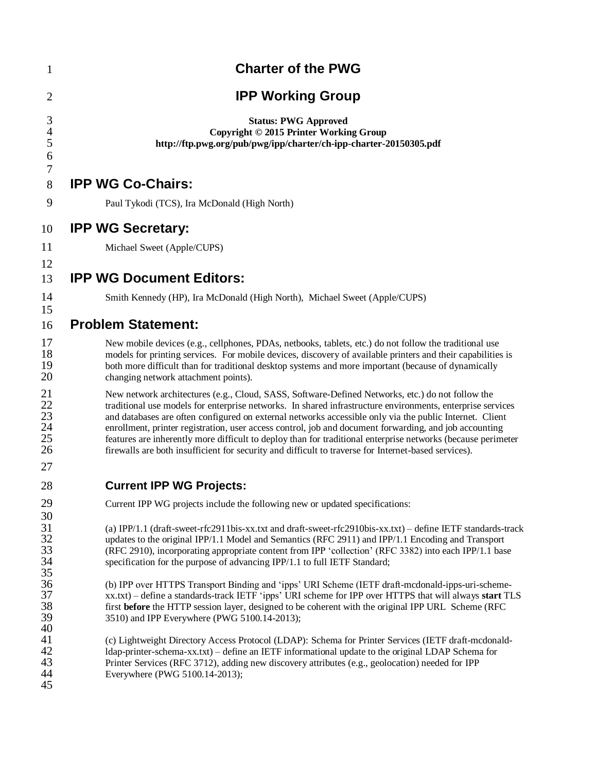# Charter of the PWG

# IPP Working Group

**Status: PWG Approved**
**Copyright © 2015 Printer Working Group**
**http://ftp.pwg.org/pub/pwg/ipp/charter/ch-ipp-charter-20150305.pdf**

## IPP WG Co-Chairs:

Paul Tykodi (TCS), Ira McDonald (High North)

## IPP WG Secretary:

Michael Sweet (Apple/CUPS)

## IPP WG Document Editors:

Smith Kennedy (HP), Ira McDonald (High North), Michael Sweet (Apple/CUPS)

## Problem Statement:

New mobile devices (e.g., cellphones, PDAs, netbooks, tablets, etc.) do not follow the traditional use models for printing services. For mobile devices, discovery of available printers and their capabilities is both more difficult than for traditional desktop systems and more important (because of dynamically changing network attachment points).

New network architectures (e.g., Cloud, SASS, Software-Defined Networks, etc.) do not follow the traditional use models for enterprise networks. In shared infrastructure environments, enterprise services and databases are often configured on external networks accessible only via the public Internet. Client enrollment, printer registration, user access control, job and document forwarding, and job accounting features are inherently more difficult to deploy than for traditional enterprise networks (because perimeter firewalls are both insufficient for security and difficult to traverse for Internet-based services).

### Current IPP WG Projects:

Current IPP WG projects include the following new or updated specifications:

(a) IPP/1.1 (draft-sweet-rfc2911bis-xx.txt and draft-sweet-rfc2910bis-xx.txt) – define IETF standards-track updates to the original IPP/1.1 Model and Semantics (RFC 2911) and IPP/1.1 Encoding and Transport (RFC 2910), incorporating appropriate content from IPP 'collection' (RFC 3382) into each IPP/1.1 base specification for the purpose of advancing IPP/1.1 to full IETF Standard;

(b) IPP over HTTPS Transport Binding and 'ipps' URI Scheme (IETF draft-mcdonald-ipps-uri-scheme-xx.txt) – define a standards-track IETF 'ipps' URI scheme for IPP over HTTPS that will always **start** TLS first **before** the HTTP session layer, designed to be coherent with the original IPP URL Scheme (RFC 3510) and IPP Everywhere (PWG 5100.14-2013);

(c) Lightweight Directory Access Protocol (LDAP): Schema for Printer Services (IETF draft-mcdonald-ldap-printer-schema-xx.txt) – define an IETF informational update to the original LDAP Schema for Printer Services (RFC 3712), adding new discovery attributes (e.g., geolocation) needed for IPP Everywhere (PWG 5100.14-2013);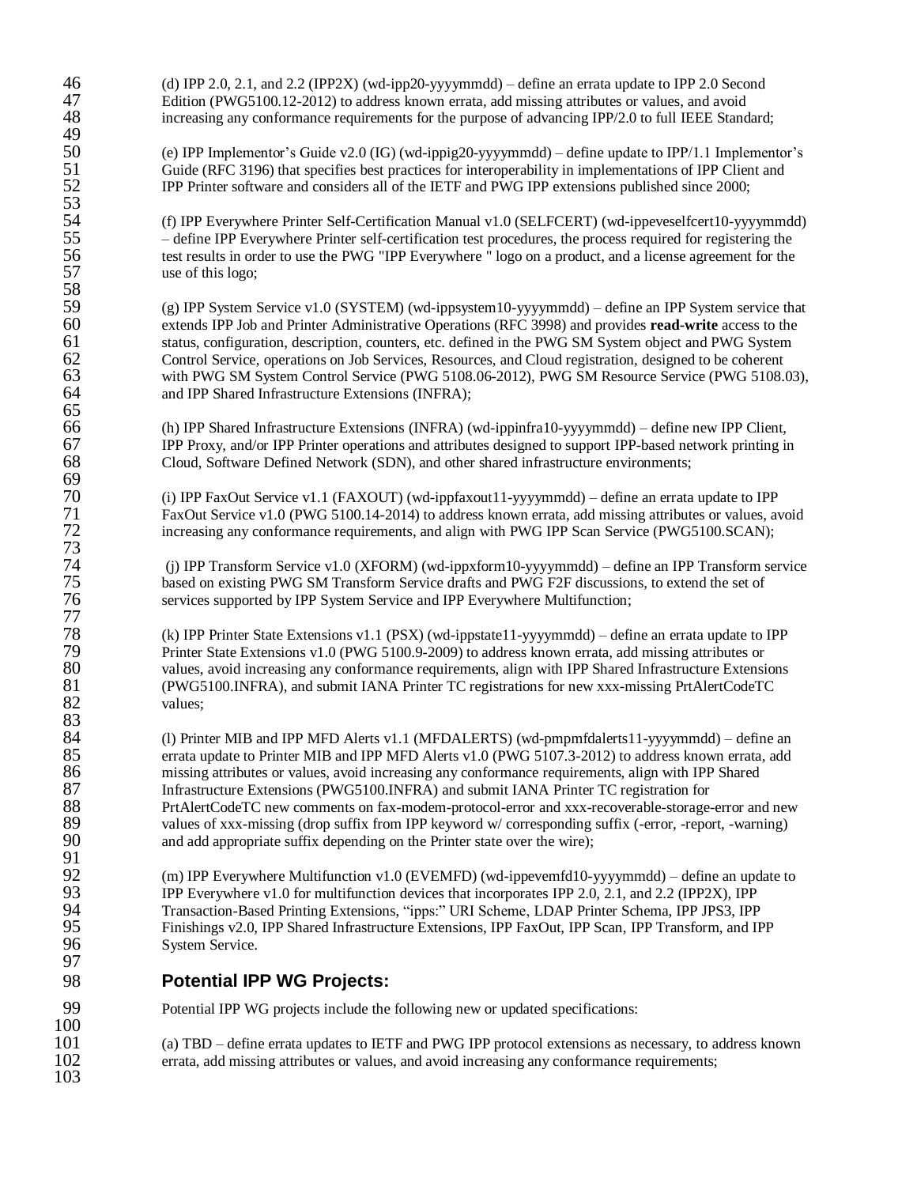(d) IPP 2.0, 2.1, and 2.2 (IPP2X) (wd-ipp20-yyyymmdd) – define an errata update to IPP 2.0 Second Edition (PWG5100.12-2012) to address known errata, add missing attributes or values, and avoid increasing any conformance requirements for the purpose of advancing IPP/2.0 to full IEEE Standard;

(e) IPP Implementor's Guide v2.0 (IG) (wd-ippig20-yyyymmdd) – define update to IPP/1.1 Implementor's Guide (RFC 3196) that specifies best practices for interoperability in implementations of IPP Client and IPP Printer software and considers all of the IETF and PWG IPP extensions published since 2000;

(f) IPP Everywhere Printer Self-Certification Manual v1.0 (SELFCERT) (wd-ippeveselfcert10-yyyymmdd) – define IPP Everywhere Printer self-certification test procedures, the process required for registering the test results in order to use the PWG "IPP Everywhere " logo on a product, and a license agreement for the use of this logo;

(g) IPP System Service v1.0 (SYSTEM) (wd-ippsystem10-yyyymmdd) – define an IPP System service that extends IPP Job and Printer Administrative Operations (RFC 3998) and provides **read-write** access to the status, configuration, description, counters, etc. defined in the PWG SM System object and PWG System Control Service, operations on Job Services, Resources, and Cloud registration, designed to be coherent with PWG SM System Control Service (PWG 5108.06-2012), PWG SM Resource Service (PWG 5108.03), and IPP Shared Infrastructure Extensions (INFRA);

(h) IPP Shared Infrastructure Extensions (INFRA) (wd-ippinfra10-yyyymmdd) – define new IPP Client, IPP Proxy, and/or IPP Printer operations and attributes designed to support IPP-based network printing in Cloud, Software Defined Network (SDN), and other shared infrastructure environments;

(i) IPP FaxOut Service v1.1 (FAXOUT) (wd-ippfaxout11-yyyymmdd) – define an errata update to IPP FaxOut Service v1.0 (PWG 5100.14-2014) to address known errata, add missing attributes or values, avoid increasing any conformance requirements, and align with PWG IPP Scan Service (PWG5100.SCAN);

(j) IPP Transform Service v1.0 (XFORM) (wd-ippxform10-yyyymmdd) – define an IPP Transform service based on existing PWG SM Transform Service drafts and PWG F2F discussions, to extend the set of services supported by IPP System Service and IPP Everywhere Multifunction;

(k) IPP Printer State Extensions v1.1 (PSX) (wd-ippstate11-yyyymmdd) – define an errata update to IPP Printer State Extensions v1.0 (PWG 5100.9-2009) to address known errata, add missing attributes or values, avoid increasing any conformance requirements, align with IPP Shared Infrastructure Extensions (PWG5100.INFRA), and submit IANA Printer TC registrations for new xxx-missing PrtAlertCodeTC values;

(l) Printer MIB and IPP MFD Alerts v1.1 (MFDALERTS) (wd-pmpmfdalerts11-yyyymmdd) – define an errata update to Printer MIB and IPP MFD Alerts v1.0 (PWG 5107.3-2012) to address known errata, add missing attributes or values, avoid increasing any conformance requirements, align with IPP Shared Infrastructure Extensions (PWG5100.INFRA) and submit IANA Printer TC registration for PrtAlertCodeTC new comments on fax-modem-protocol-error and xxx-recoverable-storage-error and new values of xxx-missing (drop suffix from IPP keyword w/ corresponding suffix (-error, -report, -warning) and add appropriate suffix depending on the Printer state over the wire);

(m) IPP Everywhere Multifunction v1.0 (EVEMFD) (wd-ippevemfd10-yyyymmdd) – define an update to IPP Everywhere v1.0 for multifunction devices that incorporates IPP 2.0, 2.1, and 2.2 (IPP2X), IPP Transaction-Based Printing Extensions, "ipps:" URI Scheme, LDAP Printer Schema, IPP JPS3, IPP Finishings v2.0, IPP Shared Infrastructure Extensions, IPP FaxOut, IPP Scan, IPP Transform, and IPP System Service.

## Potential IPP WG Projects:

Potential IPP WG projects include the following new or updated specifications:

(a) TBD – define errata updates to IETF and PWG IPP protocol extensions as necessary, to address known errata, add missing attributes or values, and avoid increasing any conformance requirements;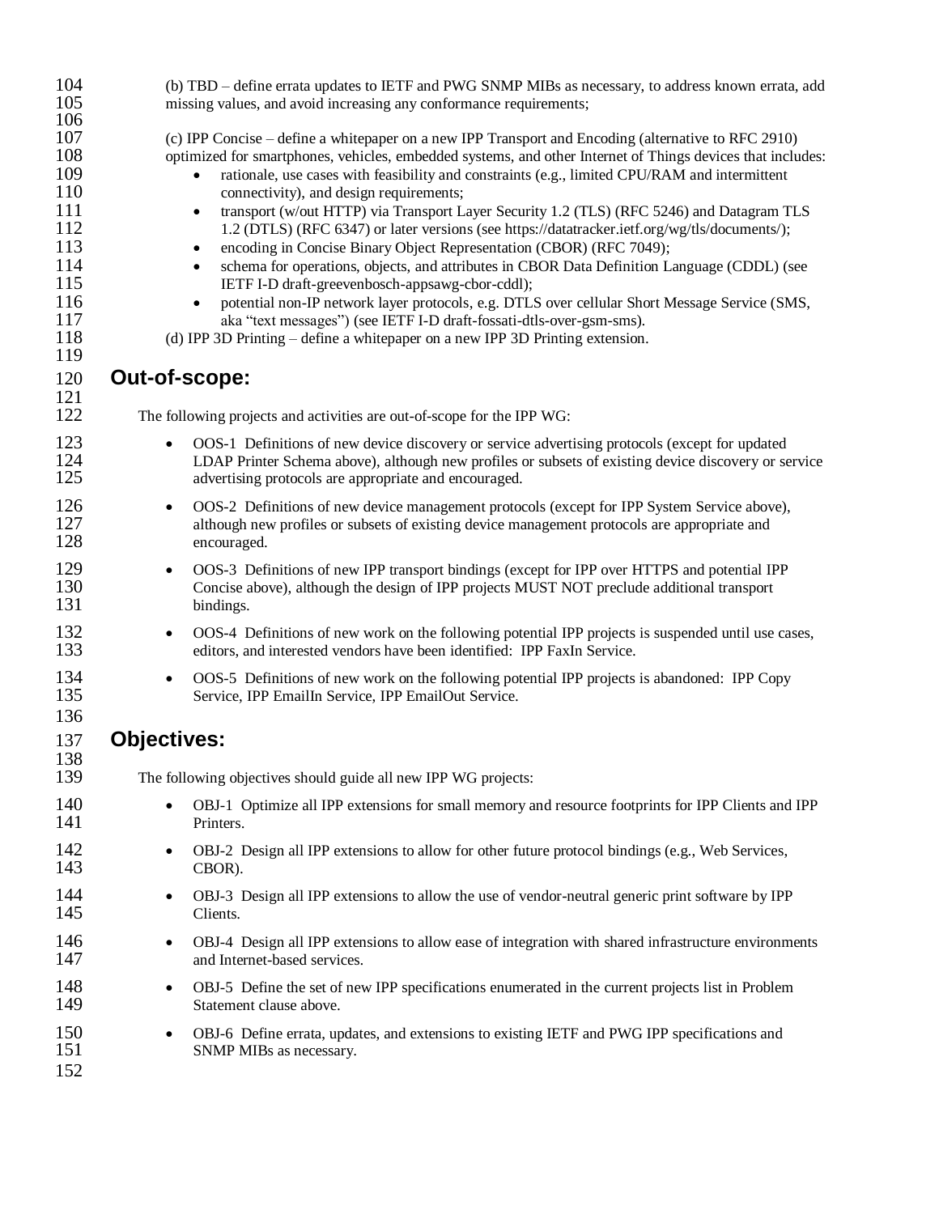(b) TBD – define errata updates to IETF and PWG SNMP MIBs as necessary, to address known errata, add missing values, and avoid increasing any conformance requirements;

(c) IPP Concise – define a whitepaper on a new IPP Transport and Encoding (alternative to RFC 2910) optimized for smartphones, vehicles, embedded systems, and other Internet of Things devices that includes:

- rationale, use cases with feasibility and constraints (e.g., limited CPU/RAM and intermittent connectivity), and design requirements;
- transport (w/out HTTP) via Transport Layer Security 1.2 (TLS) (RFC 5246) and Datagram TLS 1.2 (DTLS) (RFC 6347) or later versions (see https://datatracker.ietf.org/wg/tls/documents/);
- encoding in Concise Binary Object Representation (CBOR) (RFC 7049);
- schema for operations, objects, and attributes in CBOR Data Definition Language (CDDL) (see IETF I-D draft-greevenbosch-appsawg-cbor-cddl);
- potential non-IP network layer protocols, e.g. DTLS over cellular Short Message Service (SMS, aka "text messages") (see IETF I-D draft-fossati-dtls-over-gsm-sms).

(d) IPP 3D Printing – define a whitepaper on a new IPP 3D Printing extension.

## Out-of-scope:

The following projects and activities are out-of-scope for the IPP WG:

- OOS-1 Definitions of new device discovery or service advertising protocols (except for updated LDAP Printer Schema above), although new profiles or subsets of existing device discovery or service advertising protocols are appropriate and encouraged.
- OOS-2 Definitions of new device management protocols (except for IPP System Service above), although new profiles or subsets of existing device management protocols are appropriate and encouraged.
- OOS-3 Definitions of new IPP transport bindings (except for IPP over HTTPS and potential IPP Concise above), although the design of IPP projects MUST NOT preclude additional transport bindings.
- OOS-4 Definitions of new work on the following potential IPP projects is suspended until use cases, editors, and interested vendors have been identified: IPP FaxIn Service.
- OOS-5 Definitions of new work on the following potential IPP projects is abandoned: IPP Copy Service, IPP EmailIn Service, IPP EmailOut Service.

## Objectives:

The following objectives should guide all new IPP WG projects:

- OBJ-1 Optimize all IPP extensions for small memory and resource footprints for IPP Clients and IPP Printers.
- OBJ-2 Design all IPP extensions to allow for other future protocol bindings (e.g., Web Services, CBOR).
- OBJ-3 Design all IPP extensions to allow the use of vendor-neutral generic print software by IPP Clients.
- OBJ-4 Design all IPP extensions to allow ease of integration with shared infrastructure environments and Internet-based services.
- OBJ-5 Define the set of new IPP specifications enumerated in the current projects list in Problem Statement clause above.
- OBJ-6 Define errata, updates, and extensions to existing IETF and PWG IPP specifications and SNMP MIBs as necessary.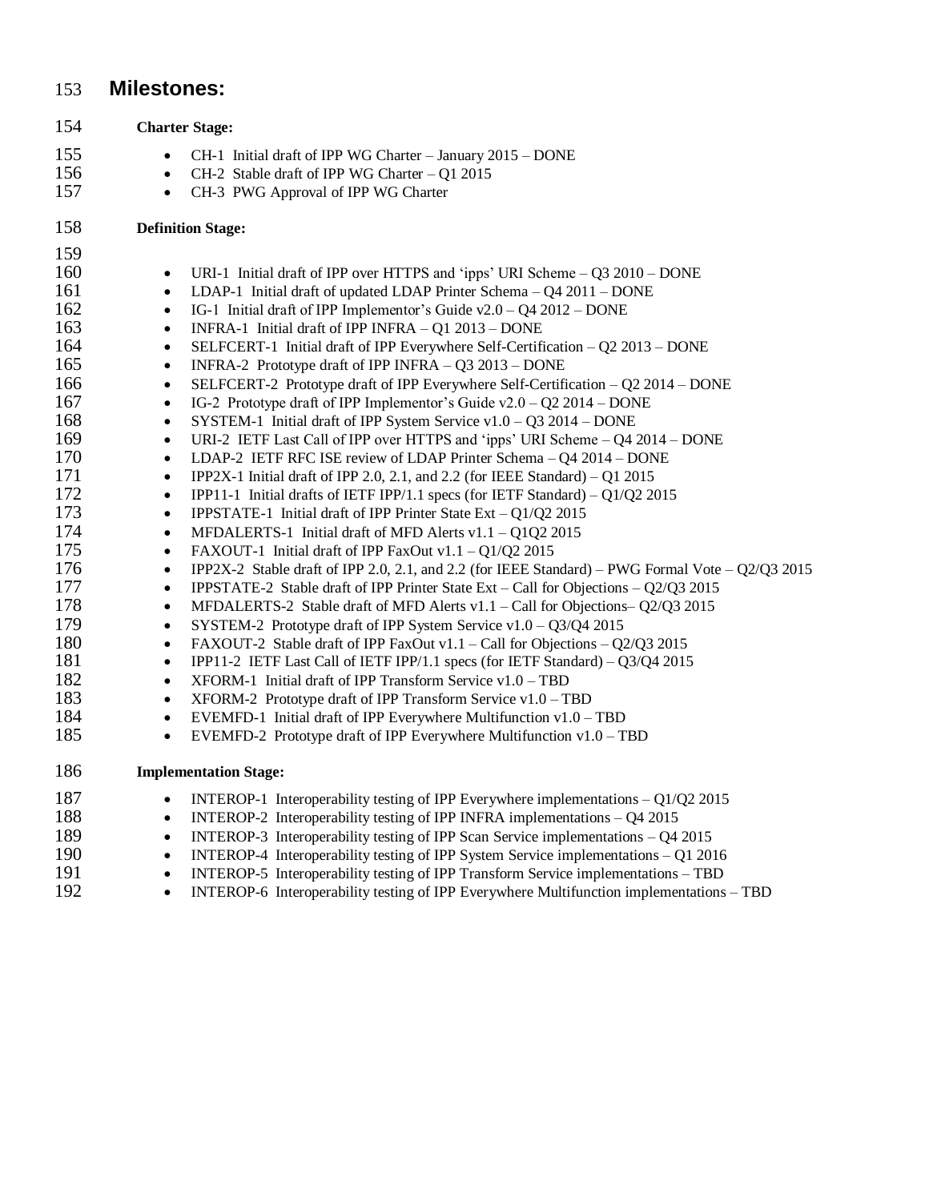## Milestones:

**Charter Stage:**

- CH-1 Initial draft of IPP WG Charter – January 2015 – DONE
- CH-2 Stable draft of IPP WG Charter – Q1 2015
- CH-3 PWG Approval of IPP WG Charter

**Definition Stage:**

- URI-1 Initial draft of IPP over HTTPS and 'ipps' URI Scheme – Q3 2010 – DONE
- LDAP-1 Initial draft of updated LDAP Printer Schema – Q4 2011 – DONE
- IG-1 Initial draft of IPP Implementor's Guide v2.0 – Q4 2012 – DONE
- INFRA-1 Initial draft of IPP INFRA – Q1 2013 – DONE
- SELFCERT-1 Initial draft of IPP Everywhere Self-Certification – Q2 2013 – DONE
- INFRA-2 Prototype draft of IPP INFRA – Q3 2013 – DONE
- SELFCERT-2 Prototype draft of IPP Everywhere Self-Certification – Q2 2014 – DONE
- IG-2 Prototype draft of IPP Implementor's Guide v2.0 – Q2 2014 – DONE
- SYSTEM-1 Initial draft of IPP System Service v1.0 – Q3 2014 – DONE
- URI-2 IETF Last Call of IPP over HTTPS and 'ipps' URI Scheme – Q4 2014 – DONE
- LDAP-2 IETF RFC ISE review of LDAP Printer Schema – Q4 2014 – DONE
- IPP2X-1 Initial draft of IPP 2.0, 2.1, and 2.2 (for IEEE Standard) – Q1 2015
- IPP11-1 Initial drafts of IETF IPP/1.1 specs (for IETF Standard) – Q1/Q2 2015
- IPPSTATE-1 Initial draft of IPP Printer State Ext – Q1/Q2 2015
- MFDALERTS-1 Initial draft of MFD Alerts v1.1 – Q1Q2 2015
- FAXOUT-1 Initial draft of IPP FaxOut v1.1 – Q1/Q2 2015
- IPP2X-2 Stable draft of IPP 2.0, 2.1, and 2.2 (for IEEE Standard) – PWG Formal Vote – Q2/Q3 2015
- IPPSTATE-2 Stable draft of IPP Printer State Ext – Call for Objections – Q2/Q3 2015
- MFDALERTS-2 Stable draft of MFD Alerts v1.1 – Call for Objections– Q2/Q3 2015
- SYSTEM-2 Prototype draft of IPP System Service v1.0 – Q3/Q4 2015
- FAXOUT-2 Stable draft of IPP FaxOut v1.1 – Call for Objections – Q2/Q3 2015
- IPP11-2 IETF Last Call of IETF IPP/1.1 specs (for IETF Standard) – Q3/Q4 2015
- XFORM-1 Initial draft of IPP Transform Service v1.0 – TBD
- XFORM-2 Prototype draft of IPP Transform Service v1.0 – TBD
- EVEMFD-1 Initial draft of IPP Everywhere Multifunction v1.0 – TBD
- EVEMFD-2 Prototype draft of IPP Everywhere Multifunction v1.0 – TBD

**Implementation Stage:**

- INTEROP-1 Interoperability testing of IPP Everywhere implementations – Q1/Q2 2015
- INTEROP-2 Interoperability testing of IPP INFRA implementations – Q4 2015
- INTEROP-3 Interoperability testing of IPP Scan Service implementations – Q4 2015
- INTEROP-4 Interoperability testing of IPP System Service implementations – Q1 2016
- INTEROP-5 Interoperability testing of IPP Transform Service implementations – TBD
- INTEROP-6 Interoperability testing of IPP Everywhere Multifunction implementations – TBD